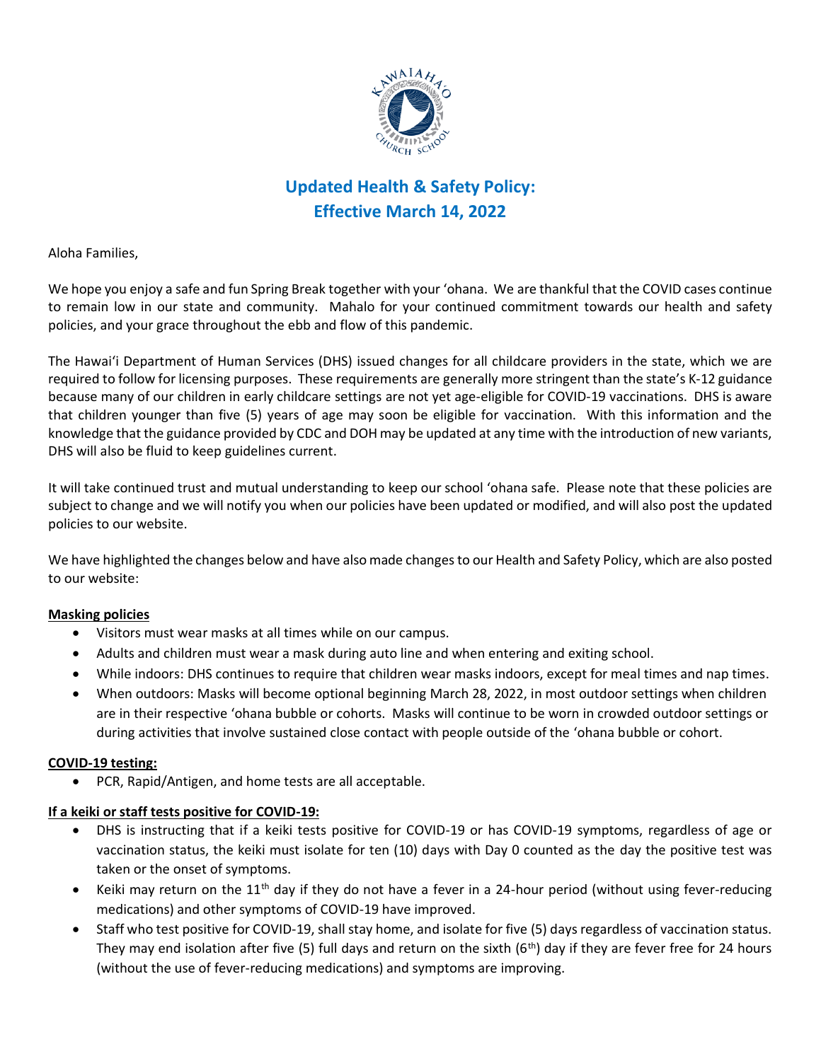# Updated Health & Safety Policy: Effective March 14, 2022

Aloha Families,

We hope you enjoy a safe and fun Spring Break together with your ʻohana. We are thankful that the COVID cases continue to remain low in our state and community. Mahalo for your continued commitment towards our health and safety policies, and your grace throughout the ebb and flow of this pandemic.

The Hawaiʻi Department of Human Services (DHS) issued changes for all childcare providers in the state, which we are required to follow for licensing purposes. These requirements are generally more stringent than the state's K-12 guidance because many of our children in early childcare settings are not yet age-eligible for COVID-19 vaccinations. DHS is aware that children younger than five (5) years of age may soon be eligible for vaccination. With this information and the knowledge that the guidance provided by CDC and DOH may be updated at any time with the introduction of new variants, DHS will also be fluid to keep guidelines current.

It will take continued trust and mutual understanding to keep our school ʻohana safe. Please note that these policies are subject to change and we will notify you when our policies have been updated or modified, and will also post the updated policies to our website.

We have highlighted the changes below and have also made changes to our Health and Safety Policy, which are also posted to our website:

**Masking policies**

- Visitors must wear masks at all times while on our campus.
- Adults and children must wear a mask during auto line and when entering and exiting school.
- While indoors: DHS continues to require that children wear masks indoors, except for meal times and nap times.
- When outdoors: Masks will become optional beginning March 28, 2022, in most outdoor settings when children are in their respective ʻohana bubble or cohorts. Masks will continue to be worn in crowded outdoor settings or during activities that involve sustained close contact with people outside of the ʻohana bubble or cohort.

**COVID-19 testing:**

- PCR, Rapid/Antigen, and home tests are all acceptable.

**If a keiki or staff tests positive for COVID-19:**

- DHS is instructing that if a keiki tests positive for COVID-19 or has COVID-19 symptoms, regardless of age or vaccination status, the keiki must isolate for ten (10) days with Day 0 counted as the day the positive test was taken or the onset of symptoms.
- Keiki may return on the 11th day if they do not have a fever in a 24-hour period (without using fever-reducing medications) and other symptoms of COVID-19 have improved.
- Staff who test positive for COVID-19, shall stay home, and isolate for five (5) days regardless of vaccination status. They may end isolation after five (5) full days and return on the sixth (6th) day if they are fever free for 24 hours (without the use of fever-reducing medications) and symptoms are improving.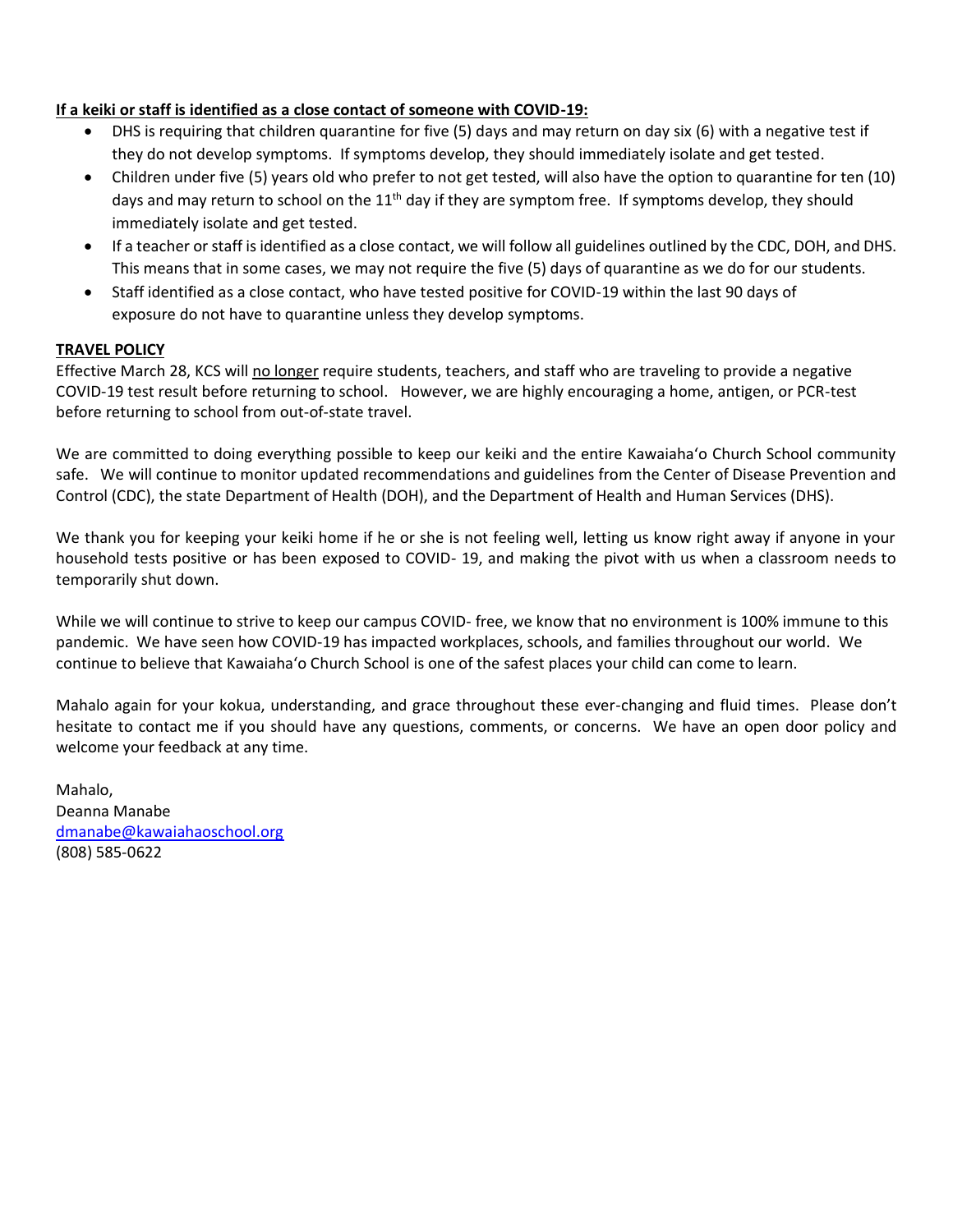**If a keiki or staff is identified as a close contact of someone with COVID-19:**

- DHS is requiring that children quarantine for five (5) days and may return on day six (6) with a negative test if they do not develop symptoms. If symptoms develop, they should immediately isolate and get tested.
- Children under five (5) years old who prefer to not get tested, will also have the option to quarantine for ten (10) days and may return to school on the 11th day if they are symptom free. If symptoms develop, they should immediately isolate and get tested.
- If a teacher or staff is identified as a close contact, we will follow all guidelines outlined by the CDC, DOH, and DHS. This means that in some cases, we may not require the five (5) days of quarantine as we do for our students.
- Staff identified as a close contact, who have tested positive for COVID-19 within the last 90 days of exposure do not have to quarantine unless they develop symptoms.

**TRAVEL POLICY**

Effective March 28, KCS will no longer require students, teachers, and staff who are traveling to provide a negative COVID-19 test result before returning to school. However, we are highly encouraging a home, antigen, or PCR-test before returning to school from out-of-state travel.

We are committed to doing everything possible to keep our keiki and the entire Kawaiahaʻo Church School community safe. We will continue to monitor updated recommendations and guidelines from the Center of Disease Prevention and Control (CDC), the state Department of Health (DOH), and the Department of Health and Human Services (DHS).

We thank you for keeping your keiki home if he or she is not feeling well, letting us know right away if anyone in your household tests positive or has been exposed to COVID- 19, and making the pivot with us when a classroom needs to temporarily shut down.

While we will continue to strive to keep our campus COVID- free, we know that no environment is 100% immune to this pandemic. We have seen how COVID-19 has impacted workplaces, schools, and families throughout our world. We continue to believe that Kawaiahaʻo Church School is one of the safest places your child can come to learn.

Mahalo again for your kokua, understanding, and grace throughout these ever-changing and fluid times. Please don't hesitate to contact me if you should have any questions, comments, or concerns. We have an open door policy and welcome your feedback at any time.

Mahalo,
Deanna Manabe
dmanabe@kawaiahaoschool.org
(808) 585-0622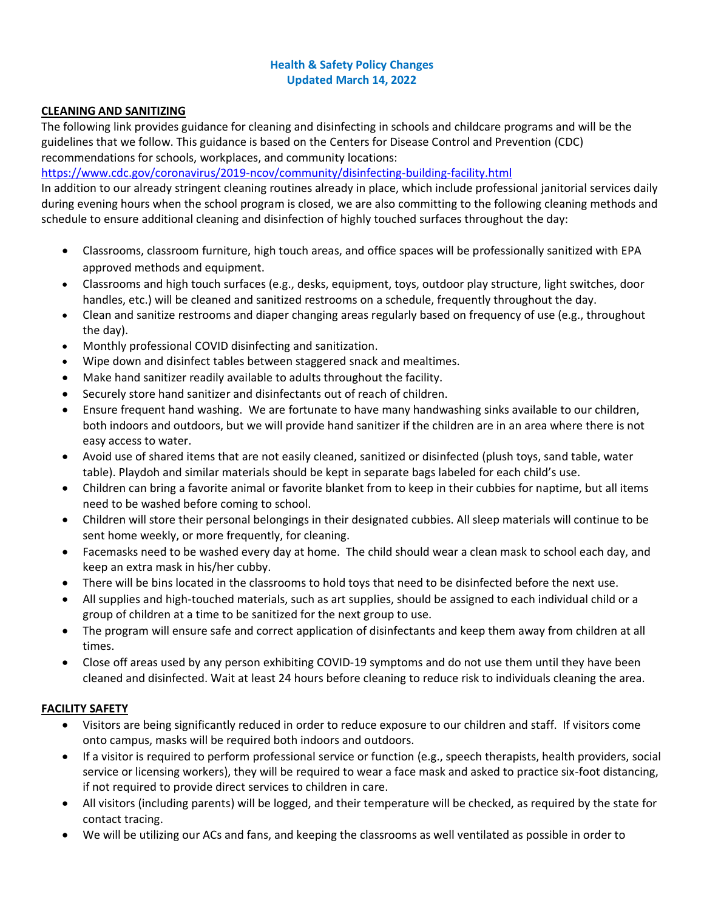## Health & Safety Policy Changes
## Updated March 14, 2022

**CLEANING AND SANITIZING**

The following link provides guidance for cleaning and disinfecting in schools and childcare programs and will be the guidelines that we follow. This guidance is based on the Centers for Disease Control and Prevention (CDC) recommendations for schools, workplaces, and community locations:
https://www.cdc.gov/coronavirus/2019-ncov/community/disinfecting-building-facility.html

In addition to our already stringent cleaning routines already in place, which include professional janitorial services daily during evening hours when the school program is closed, we are also committing to the following cleaning methods and schedule to ensure additional cleaning and disinfection of highly touched surfaces throughout the day:

- Classrooms, classroom furniture, high touch areas, and office spaces will be professionally sanitized with EPA approved methods and equipment.
- Classrooms and high touch surfaces (e.g., desks, equipment, toys, outdoor play structure, light switches, door handles, etc.) will be cleaned and sanitized restrooms on a schedule, frequently throughout the day.
- Clean and sanitize restrooms and diaper changing areas regularly based on frequency of use (e.g., throughout the day).
- Monthly professional COVID disinfecting and sanitization.
- Wipe down and disinfect tables between staggered snack and mealtimes.
- Make hand sanitizer readily available to adults throughout the facility.
- Securely store hand sanitizer and disinfectants out of reach of children.
- Ensure frequent hand washing. We are fortunate to have many handwashing sinks available to our children, both indoors and outdoors, but we will provide hand sanitizer if the children are in an area where there is not easy access to water.
- Avoid use of shared items that are not easily cleaned, sanitized or disinfected (plush toys, sand table, water table). Playdoh and similar materials should be kept in separate bags labeled for each child's use.
- Children can bring a favorite animal or favorite blanket from to keep in their cubbies for naptime, but all items need to be washed before coming to school.
- Children will store their personal belongings in their designated cubbies. All sleep materials will continue to be sent home weekly, or more frequently, for cleaning.
- Facemasks need to be washed every day at home. The child should wear a clean mask to school each day, and keep an extra mask in his/her cubby.
- There will be bins located in the classrooms to hold toys that need to be disinfected before the next use.
- All supplies and high-touched materials, such as art supplies, should be assigned to each individual child or a group of children at a time to be sanitized for the next group to use.
- The program will ensure safe and correct application of disinfectants and keep them away from children at all times.
- Close off areas used by any person exhibiting COVID-19 symptoms and do not use them until they have been cleaned and disinfected. Wait at least 24 hours before cleaning to reduce risk to individuals cleaning the area.

**FACILITY SAFETY**

- Visitors are being significantly reduced in order to reduce exposure to our children and staff. If visitors come onto campus, masks will be required both indoors and outdoors.
- If a visitor is required to perform professional service or function (e.g., speech therapists, health providers, social service or licensing workers), they will be required to wear a face mask and asked to practice six-foot distancing, if not required to provide direct services to children in care.
- All visitors (including parents) will be logged, and their temperature will be checked, as required by the state for contact tracing.
- We will be utilizing our ACs and fans, and keeping the classrooms as well ventilated as possible in order to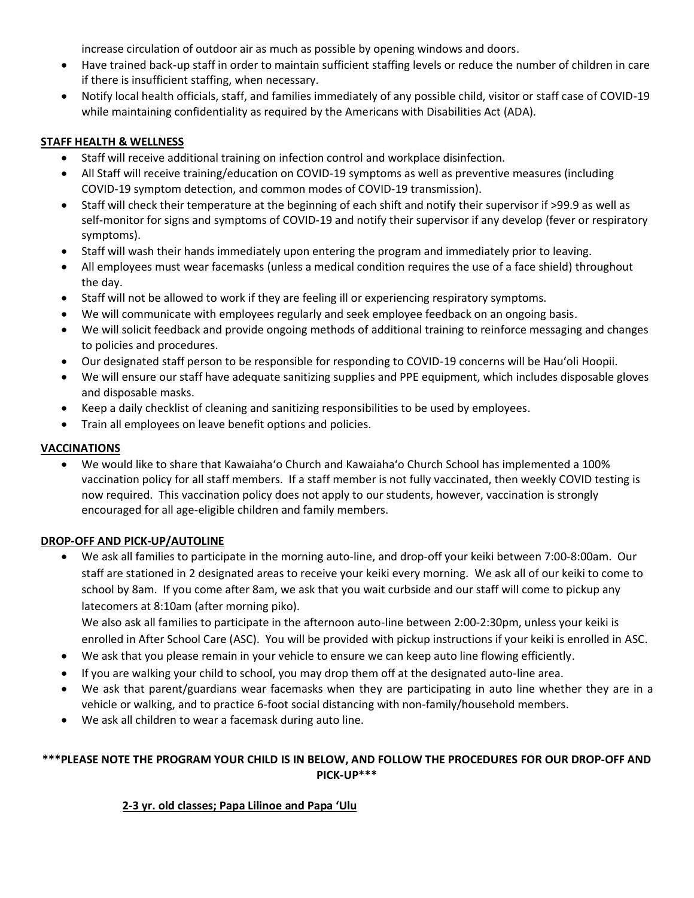increase circulation of outdoor air as much as possible by opening windows and doors.

- Have trained back-up staff in order to maintain sufficient staffing levels or reduce the number of children in care if there is insufficient staffing, when necessary.
- Notify local health officials, staff, and families immediately of any possible child, visitor or staff case of COVID-19 while maintaining confidentiality as required by the Americans with Disabilities Act (ADA).

**STAFF HEALTH & WELLNESS**

- Staff will receive additional training on infection control and workplace disinfection.
- All Staff will receive training/education on COVID-19 symptoms as well as preventive measures (including COVID-19 symptom detection, and common modes of COVID-19 transmission).
- Staff will check their temperature at the beginning of each shift and notify their supervisor if >99.9 as well as self-monitor for signs and symptoms of COVID-19 and notify their supervisor if any develop (fever or respiratory symptoms).
- Staff will wash their hands immediately upon entering the program and immediately prior to leaving.
- All employees must wear facemasks (unless a medical condition requires the use of a face shield) throughout the day.
- Staff will not be allowed to work if they are feeling ill or experiencing respiratory symptoms.
- We will communicate with employees regularly and seek employee feedback on an ongoing basis.
- We will solicit feedback and provide ongoing methods of additional training to reinforce messaging and changes to policies and procedures.
- Our designated staff person to be responsible for responding to COVID-19 concerns will be Hauʻoli Hoopii.
- We will ensure our staff have adequate sanitizing supplies and PPE equipment, which includes disposable gloves and disposable masks.
- Keep a daily checklist of cleaning and sanitizing responsibilities to be used by employees.
- Train all employees on leave benefit options and policies.

**VACCINATIONS**

- We would like to share that Kawaiahaʻo Church and Kawaiahaʻo Church School has implemented a 100% vaccination policy for all staff members. If a staff member is not fully vaccinated, then weekly COVID testing is now required. This vaccination policy does not apply to our students, however, vaccination is strongly encouraged for all age-eligible children and family members.

**DROP-OFF AND PICK-UP/AUTOLINE**

- We ask all families to participate in the morning auto-line, and drop-off your keiki between 7:00-8:00am. Our staff are stationed in 2 designated areas to receive your keiki every morning. We ask all of our keiki to come to school by 8am. If you come after 8am, we ask that you wait curbside and our staff will come to pickup any latecomers at 8:10am (after morning piko).
  We also ask all families to participate in the afternoon auto-line between 2:00-2:30pm, unless your keiki is enrolled in After School Care (ASC). You will be provided with pickup instructions if your keiki is enrolled in ASC.
- We ask that you please remain in your vehicle to ensure we can keep auto line flowing efficiently.
- If you are walking your child to school, you may drop them off at the designated auto-line area.
- We ask that parent/guardians wear facemasks when they are participating in auto line whether they are in a vehicle or walking, and to practice 6-foot social distancing with non-family/household members.
- We ask all children to wear a facemask during auto line.

**\*\*\*PLEASE NOTE THE PROGRAM YOUR CHILD IS IN BELOW, AND FOLLOW THE PROCEDURES FOR OUR DROP-OFF AND PICK-UP\*\*\***

**2-3 yr. old classes; Papa Lilinoe and Papa ʻUlu**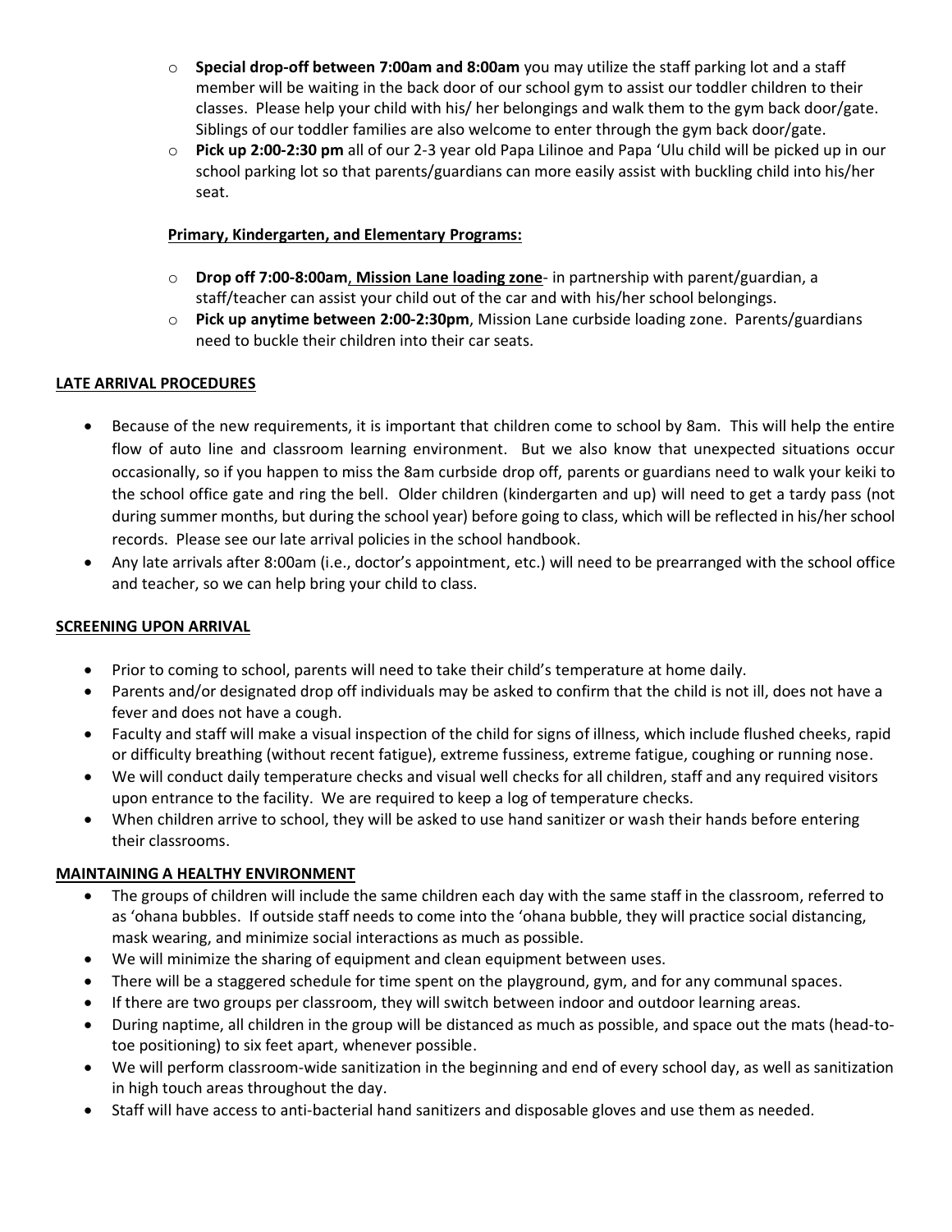- **Special drop-off between 7:00am and 8:00am** you may utilize the staff parking lot and a staff member will be waiting in the back door of our school gym to assist our toddler children to their classes. Please help your child with his/ her belongings and walk them to the gym back door/gate. Siblings of our toddler families are also welcome to enter through the gym back door/gate.
- **Pick up 2:00-2:30 pm** all of our 2-3 year old Papa Lilinoe and Papa 'Ulu child will be picked up in our school parking lot so that parents/guardians can more easily assist with buckling child into his/her seat.

**Primary, Kindergarten, and Elementary Programs:**

- **Drop off 7:00-8:00am, Mission Lane loading zone**- in partnership with parent/guardian, a staff/teacher can assist your child out of the car and with his/her school belongings.
- **Pick up anytime between 2:00-2:30pm**, Mission Lane curbside loading zone. Parents/guardians need to buckle their children into their car seats.

## LATE ARRIVAL PROCEDURES

- Because of the new requirements, it is important that children come to school by 8am. This will help the entire flow of auto line and classroom learning environment. But we also know that unexpected situations occur occasionally, so if you happen to miss the 8am curbside drop off, parents or guardians need to walk your keiki to the school office gate and ring the bell. Older children (kindergarten and up) will need to get a tardy pass (not during summer months, but during the school year) before going to class, which will be reflected in his/her school records. Please see our late arrival policies in the school handbook.
- Any late arrivals after 8:00am (i.e., doctor's appointment, etc.) will need to be prearranged with the school office and teacher, so we can help bring your child to class.

## SCREENING UPON ARRIVAL

- Prior to coming to school, parents will need to take their child's temperature at home daily.
- Parents and/or designated drop off individuals may be asked to confirm that the child is not ill, does not have a fever and does not have a cough.
- Faculty and staff will make a visual inspection of the child for signs of illness, which include flushed cheeks, rapid or difficulty breathing (without recent fatigue), extreme fussiness, extreme fatigue, coughing or running nose.
- We will conduct daily temperature checks and visual well checks for all children, staff and any required visitors upon entrance to the facility. We are required to keep a log of temperature checks.
- When children arrive to school, they will be asked to use hand sanitizer or wash their hands before entering their classrooms.

## MAINTAINING A HEALTHY ENVIRONMENT

- The groups of children will include the same children each day with the same staff in the classroom, referred to as 'ohana bubbles. If outside staff needs to come into the 'ohana bubble, they will practice social distancing, mask wearing, and minimize social interactions as much as possible.
- We will minimize the sharing of equipment and clean equipment between uses.
- There will be a staggered schedule for time spent on the playground, gym, and for any communal spaces.
- If there are two groups per classroom, they will switch between indoor and outdoor learning areas.
- During naptime, all children in the group will be distanced as much as possible, and space out the mats (head-to-toe positioning) to six feet apart, whenever possible.
- We will perform classroom-wide sanitization in the beginning and end of every school day, as well as sanitization in high touch areas throughout the day.
- Staff will have access to anti-bacterial hand sanitizers and disposable gloves and use them as needed.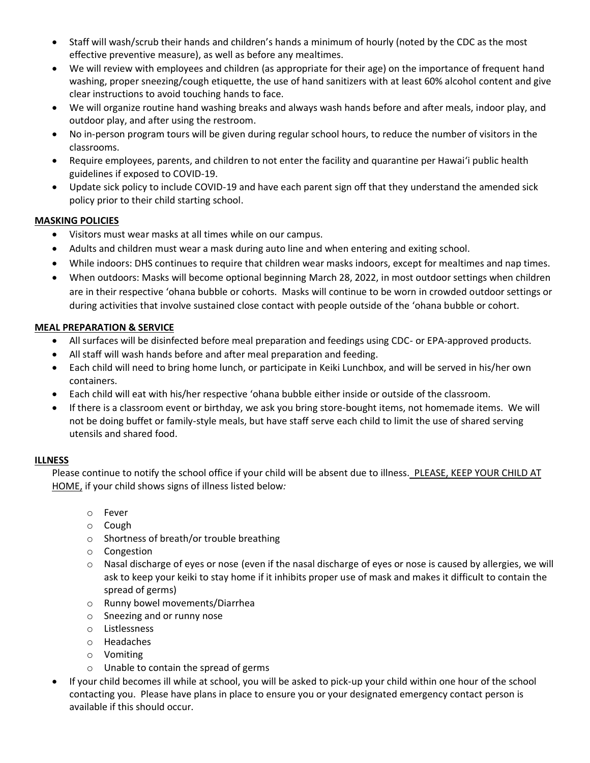- Staff will wash/scrub their hands and children's hands a minimum of hourly (noted by the CDC as the most effective preventive measure), as well as before any mealtimes.
- We will review with employees and children (as appropriate for their age) on the importance of frequent hand washing, proper sneezing/cough etiquette, the use of hand sanitizers with at least 60% alcohol content and give clear instructions to avoid touching hands to face.
- We will organize routine hand washing breaks and always wash hands before and after meals, indoor play, and outdoor play, and after using the restroom.
- No in-person program tours will be given during regular school hours, to reduce the number of visitors in the classrooms.
- Require employees, parents, and children to not enter the facility and quarantine per Hawai'i public health guidelines if exposed to COVID-19.
- Update sick policy to include COVID-19 and have each parent sign off that they understand the amended sick policy prior to their child starting school.

**MASKING POLICIES**

- Visitors must wear masks at all times while on our campus.
- Adults and children must wear a mask during auto line and when entering and exiting school.
- While indoors: DHS continues to require that children wear masks indoors, except for mealtimes and nap times.
- When outdoors: Masks will become optional beginning March 28, 2022, in most outdoor settings when children are in their respective 'ohana bubble or cohorts. Masks will continue to be worn in crowded outdoor settings or during activities that involve sustained close contact with people outside of the 'ohana bubble or cohort.

**MEAL PREPARATION & SERVICE**

- All surfaces will be disinfected before meal preparation and feedings using CDC- or EPA-approved products.
- All staff will wash hands before and after meal preparation and feeding.
- Each child will need to bring home lunch, or participate in Keiki Lunchbox, and will be served in his/her own containers.
- Each child will eat with his/her respective 'ohana bubble either inside or outside of the classroom.
- If there is a classroom event or birthday, we ask you bring store-bought items, not homemade items. We will not be doing buffet or family-style meals, but have staff serve each child to limit the use of shared serving utensils and shared food.

**ILLNESS**

Please continue to notify the school office if your child will be absent due to illness. PLEASE, KEEP YOUR CHILD AT HOME, if your child shows signs of illness listed below*:*

- Fever
- Cough
- Shortness of breath/or trouble breathing
- Congestion
- Nasal discharge of eyes or nose (even if the nasal discharge of eyes or nose is caused by allergies, we will ask to keep your keiki to stay home if it inhibits proper use of mask and makes it difficult to contain the spread of germs)
- Runny bowel movements/Diarrhea
- Sneezing and or runny nose
- Listlessness
- Headaches
- Vomiting
- Unable to contain the spread of germs

- If your child becomes ill while at school, you will be asked to pick-up your child within one hour of the school contacting you. Please have plans in place to ensure you or your designated emergency contact person is available if this should occur.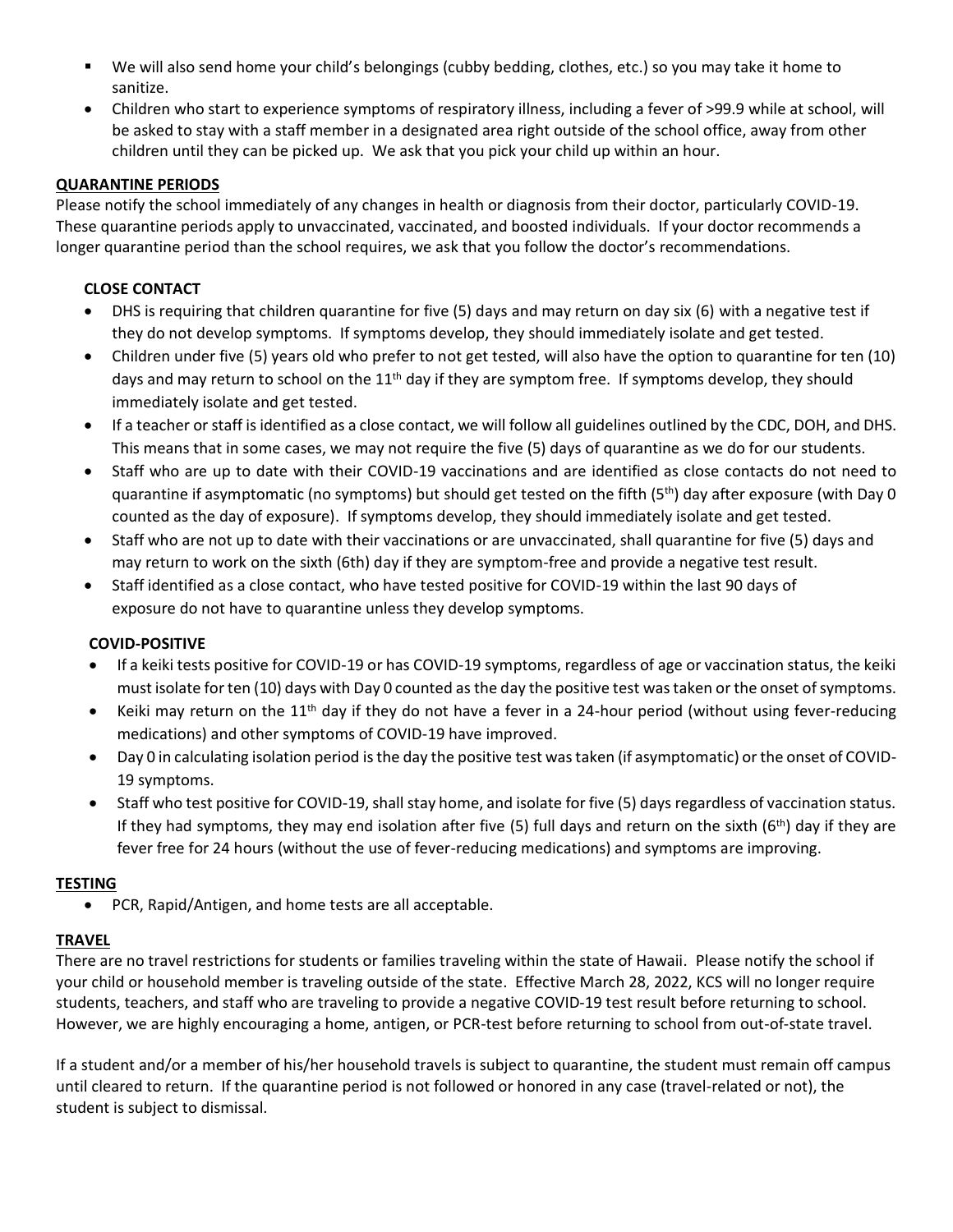- We will also send home your child's belongings (cubby bedding, clothes, etc.) so you may take it home to sanitize.
- Children who start to experience symptoms of respiratory illness, including a fever of >99.9 while at school, will be asked to stay with a staff member in a designated area right outside of the school office, away from other children until they can be picked up. We ask that you pick your child up within an hour.

## QUARANTINE PERIODS

Please notify the school immediately of any changes in health or diagnosis from their doctor, particularly COVID-19. These quarantine periods apply to unvaccinated, vaccinated, and boosted individuals. If your doctor recommends a longer quarantine period than the school requires, we ask that you follow the doctor's recommendations.

### CLOSE CONTACT

- DHS is requiring that children quarantine for five (5) days and may return on day six (6) with a negative test if they do not develop symptoms. If symptoms develop, they should immediately isolate and get tested.
- Children under five (5) years old who prefer to not get tested, will also have the option to quarantine for ten (10) days and may return to school on the 11th day if they are symptom free. If symptoms develop, they should immediately isolate and get tested.
- If a teacher or staff is identified as a close contact, we will follow all guidelines outlined by the CDC, DOH, and DHS. This means that in some cases, we may not require the five (5) days of quarantine as we do for our students.
- Staff who are up to date with their COVID-19 vaccinations and are identified as close contacts do not need to quarantine if asymptomatic (no symptoms) but should get tested on the fifth (5th) day after exposure (with Day 0 counted as the day of exposure). If symptoms develop, they should immediately isolate and get tested.
- Staff who are not up to date with their vaccinations or are unvaccinated, shall quarantine for five (5) days and may return to work on the sixth (6th) day if they are symptom-free and provide a negative test result.
- Staff identified as a close contact, who have tested positive for COVID-19 within the last 90 days of exposure do not have to quarantine unless they develop symptoms.

### COVID-POSITIVE

- If a keiki tests positive for COVID-19 or has COVID-19 symptoms, regardless of age or vaccination status, the keiki must isolate for ten (10) days with Day 0 counted as the day the positive test was taken or the onset of symptoms.
- Keiki may return on the 11th day if they do not have a fever in a 24-hour period (without using fever-reducing medications) and other symptoms of COVID-19 have improved.
- Day 0 in calculating isolation period is the day the positive test was taken (if asymptomatic) or the onset of COVID-19 symptoms.
- Staff who test positive for COVID-19, shall stay home, and isolate for five (5) days regardless of vaccination status. If they had symptoms, they may end isolation after five (5) full days and return on the sixth (6th) day if they are fever free for 24 hours (without the use of fever-reducing medications) and symptoms are improving.

## TESTING

- PCR, Rapid/Antigen, and home tests are all acceptable.

## TRAVEL

There are no travel restrictions for students or families traveling within the state of Hawaii. Please notify the school if your child or household member is traveling outside of the state. Effective March 28, 2022, KCS will no longer require students, teachers, and staff who are traveling to provide a negative COVID-19 test result before returning to school. However, we are highly encouraging a home, antigen, or PCR-test before returning to school from out-of-state travel.

If a student and/or a member of his/her household travels is subject to quarantine, the student must remain off campus until cleared to return. If the quarantine period is not followed or honored in any case (travel-related or not), the student is subject to dismissal.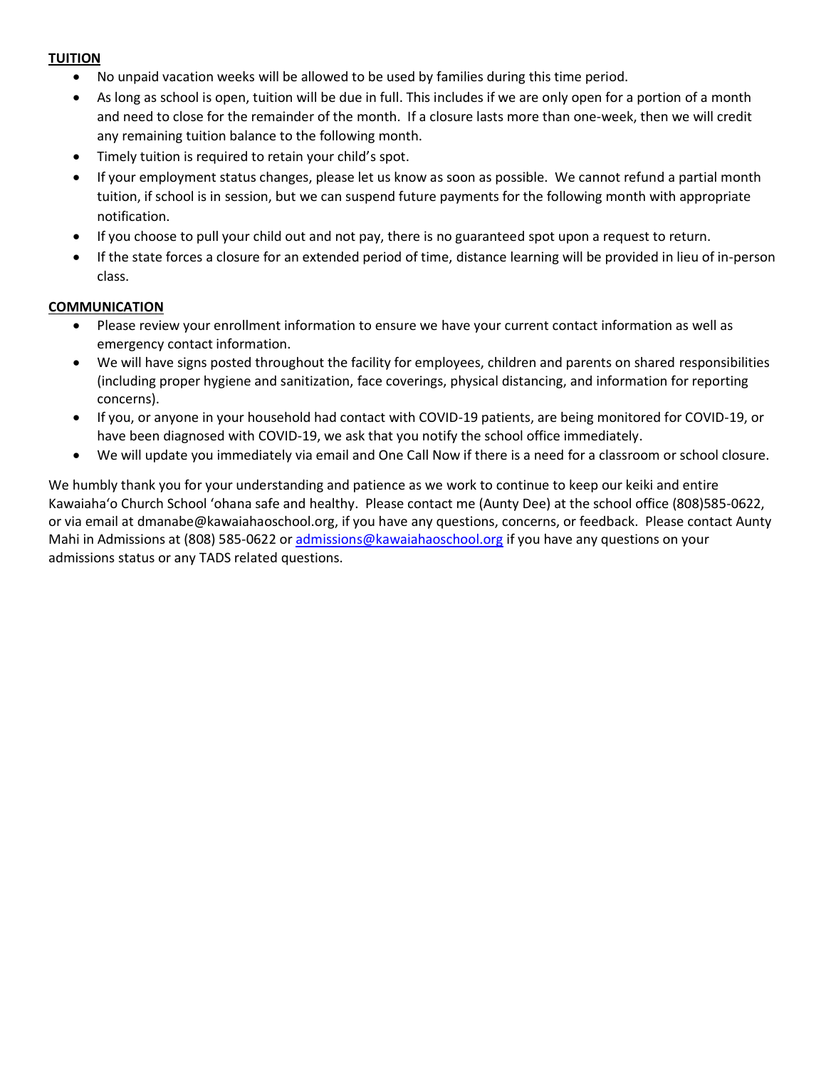**TUITION**

- No unpaid vacation weeks will be allowed to be used by families during this time period.
- As long as school is open, tuition will be due in full. This includes if we are only open for a portion of a month and need to close for the remainder of the month. If a closure lasts more than one-week, then we will credit any remaining tuition balance to the following month.
- Timely tuition is required to retain your child's spot.
- If your employment status changes, please let us know as soon as possible. We cannot refund a partial month tuition, if school is in session, but we can suspend future payments for the following month with appropriate notification.
- If you choose to pull your child out and not pay, there is no guaranteed spot upon a request to return.
- If the state forces a closure for an extended period of time, distance learning will be provided in lieu of in-person class.

**COMMUNICATION**

- Please review your enrollment information to ensure we have your current contact information as well as emergency contact information.
- We will have signs posted throughout the facility for employees, children and parents on shared responsibilities (including proper hygiene and sanitization, face coverings, physical distancing, and information for reporting concerns).
- If you, or anyone in your household had contact with COVID-19 patients, are being monitored for COVID-19, or have been diagnosed with COVID-19, we ask that you notify the school office immediately.
- We will update you immediately via email and One Call Now if there is a need for a classroom or school closure.

We humbly thank you for your understanding and patience as we work to continue to keep our keiki and entire Kawaiahaʻo Church School ʻohana safe and healthy. Please contact me (Aunty Dee) at the school office (808)585-0622, or via email at dmanabe@kawaiahaoschool.org, if you have any questions, concerns, or feedback. Please contact Aunty Mahi in Admissions at (808) 585-0622 or admissions@kawaiahaoschool.org if you have any questions on your admissions status or any TADS related questions.